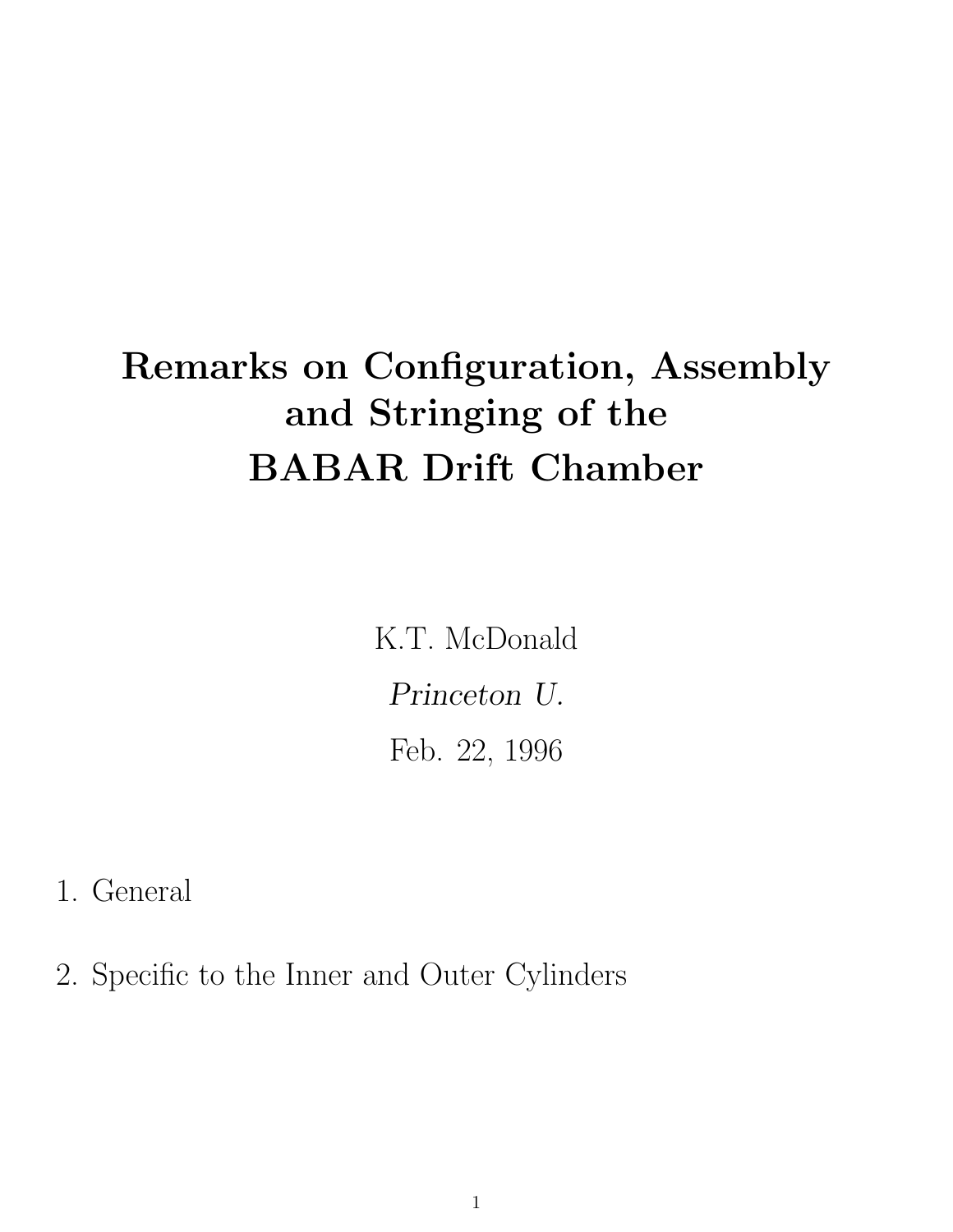# Remarks on Configuration, Assembly and Stringing of the BABAR Drift Chamber

K.T. McDonald

*Princeton U.*

Feb. 22, 1996

1. General

2. Specific to the Inner and Outer Cylinders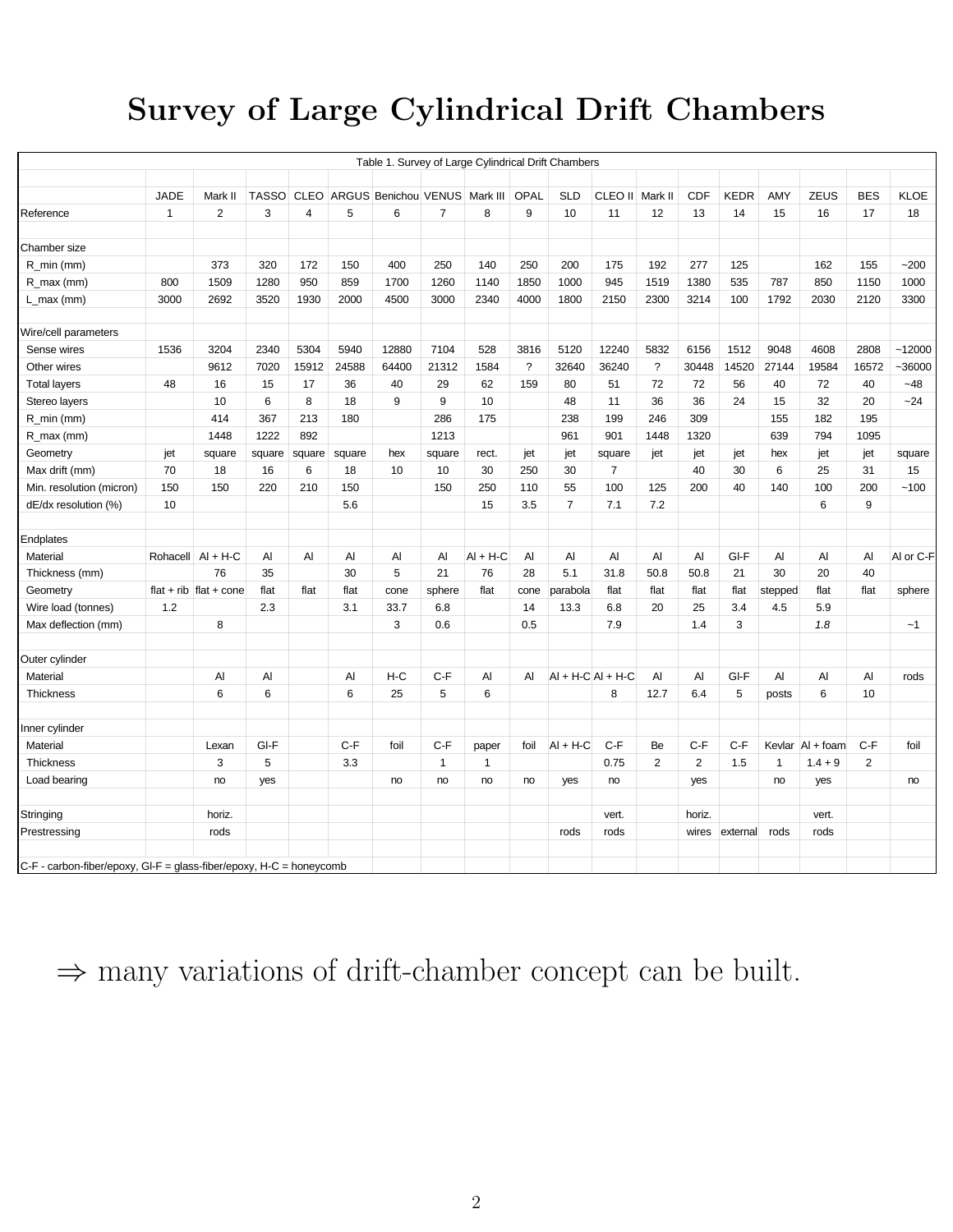# Survey of Large Cylindrical Drift Chambers

Table 1. Survey of Large Cylindrical Drift Chambers

| | JADE | Mark II | TASSO | CLEO | ARGUS | Benichou | VENUS | Mark III | OPAL | SLD | CLEO II | Mark II | CDF | KEDR | AMY | ZEUS | BES | KLOE |
|---|---|---|---|---|---|---|---|---|---|---|---|---|---|---|---|---|---|---|
| Reference | 1 | 2 | 3 | 4 | 5 | 6 | 7 | 8 | 9 | 10 | 11 | 12 | 13 | 14 | 15 | 16 | 17 | 18 |
| | | | | | | | | | | | | | | | | | | |
| Chamber size | | | | | | | | | | | | | | | | | | |
| R_min (mm) | | 373 | 320 | 172 | 150 | 400 | 250 | 140 | 250 | 200 | 175 | 192 | 277 | 125 | | 162 | 155 | ~200 |
| R_max (mm) | 800 | 1509 | 1280 | 950 | 859 | 1700 | 1260 | 1140 | 1850 | 1000 | 945 | 1519 | 1380 | 535 | 787 | 850 | 1150 | 1000 |
| L_max (mm) | 3000 | 2692 | 3520 | 1930 | 2000 | 4500 | 3000 | 2340 | 4000 | 1800 | 2150 | 2300 | 3214 | 100 | 1792 | 2030 | 2120 | 3300 |
| | | | | | | | | | | | | | | | | | | |
| Wire/cell parameters | | | | | | | | | | | | | | | | | | |
| Sense wires | 1536 | 3204 | 2340 | 5304 | 5940 | 12880 | 7104 | 528 | 3816 | 5120 | 12240 | 5832 | 6156 | 1512 | 9048 | 4608 | 2808 | ~12000 |
| Other wires | | 9612 | 7020 | 15912 | 24588 | 64400 | 21312 | 1584 | ? | 32640 | 36240 | ? | 30448 | 14520 | 27144 | 19584 | 16572 | ~36000 |
| Total layers | 48 | 16 | 15 | 17 | 36 | 40 | 29 | 62 | 159 | 80 | 51 | 72 | 72 | 56 | 40 | 72 | 40 | ~48 |
| Stereo layers | | 10 | 6 | 8 | 18 | 9 | 9 | 10 | | 48 | 11 | 36 | 36 | 24 | 15 | 32 | 20 | ~24 |
| R_min (mm) | | 414 | 367 | 213 | 180 | | 286 | 175 | | 238 | 199 | 246 | 309 | | 155 | 182 | 195 | |
| R_max (mm) | | 1448 | 1222 | 892 | | | 1213 | | | 961 | 901 | 1448 | 1320 | | 639 | 794 | 1095 | |
| Geometry | jet | square | square | square | square | hex | square | rect. | jet | jet | square | jet | jet | jet | hex | jet | jet | square |
| Max drift (mm) | 70 | 18 | 16 | 6 | 18 | 10 | 10 | 30 | 250 | 30 | 7 | | 40 | 30 | 6 | 25 | 31 | 15 |
| Min. resolution (micron) | 150 | 150 | 220 | 210 | 150 | | 150 | 250 | 110 | 55 | 100 | 125 | 200 | 40 | 140 | 100 | 200 | ~100 |
| dE/dx resolution (%) | 10 | | | | 5.6 | | | 15 | 3.5 | 7 | 7.1 | 7.2 | | | | 6 | 9 | |
| | | | | | | | | | | | | | | | | | | |
| Endplates | | | | | | | | | | | | | | | | | | |
| Material | Rohacell | Al + H-C | Al | Al | Al | Al | Al | Al + H-C | Al | Al | Al | Al | Al | Gl-F | Al | Al | Al | Al or C-F |
| Thickness (mm) | | 76 | 35 | | 30 | 5 | 21 | 76 | 28 | 5.1 | 31.8 | 50.8 | 50.8 | 21 | 30 | 20 | 40 | |
| Geometry | flat + rib | flat + cone | flat | flat | flat | cone | sphere | flat | cone | parabola | flat | flat | flat | flat | stepped | flat | flat | sphere |
| Wire load (tonnes) | 1.2 | | 2.3 | | 3.1 | 33.7 | 6.8 | | 14 | 13.3 | 6.8 | 20 | 25 | 3.4 | 4.5 | 5.9 | | |
| Max deflection (mm) | | 8 | | | | 3 | 0.6 | | 0.5 | | 7.9 | | 1.4 | 3 | | *1.8* | | ~1 |
| | | | | | | | | | | | | | | | | | | |
| Outer cylinder | | | | | | | | | | | | | | | | | | |
| Material | | Al | Al | | Al | H-C | C-F | Al | Al | Al + H-C | Al + H-C | Al | Al | Gl-F | Al | Al | Al | rods |
| Thickness | | 6 | 6 | | 6 | 25 | 5 | 6 | | | 8 | 12.7 | 6.4 | 5 | posts | 6 | 10 | |
| | | | | | | | | | | | | | | | | | | |
| Inner cylinder | | | | | | | | | | | | | | | | | | |
| Material | | Lexan | Gl-F | | C-F | foil | C-F | paper | foil | Al + H-C | C-F | Be | C-F | C-F | Kevlar | Al + foam | C-F | foil |
| Thickness | | 3 | 5 | | 3.3 | | 1 | 1 | | | 0.75 | 2 | 2 | 1.5 | 1 | 1.4 + 9 | 2 | |
| Load bearing | | no | yes | | | no | no | no | no | yes | no | | yes | | no | yes | | no |
| | | | | | | | | | | | | | | | | | | |
| Stringing | | horiz. | | | | | | | | | vert. | | horiz. | | | vert. | | |
| Prestressing | | rods | | | | | | | | rods | rods | | wires | external | rods | rods | | |

C-F - carbon-fiber/epoxy, Gl-F = glass-fiber/epoxy, H-C = honeycomb

$\Rightarrow$ many variations of drift-chamber concept can be built.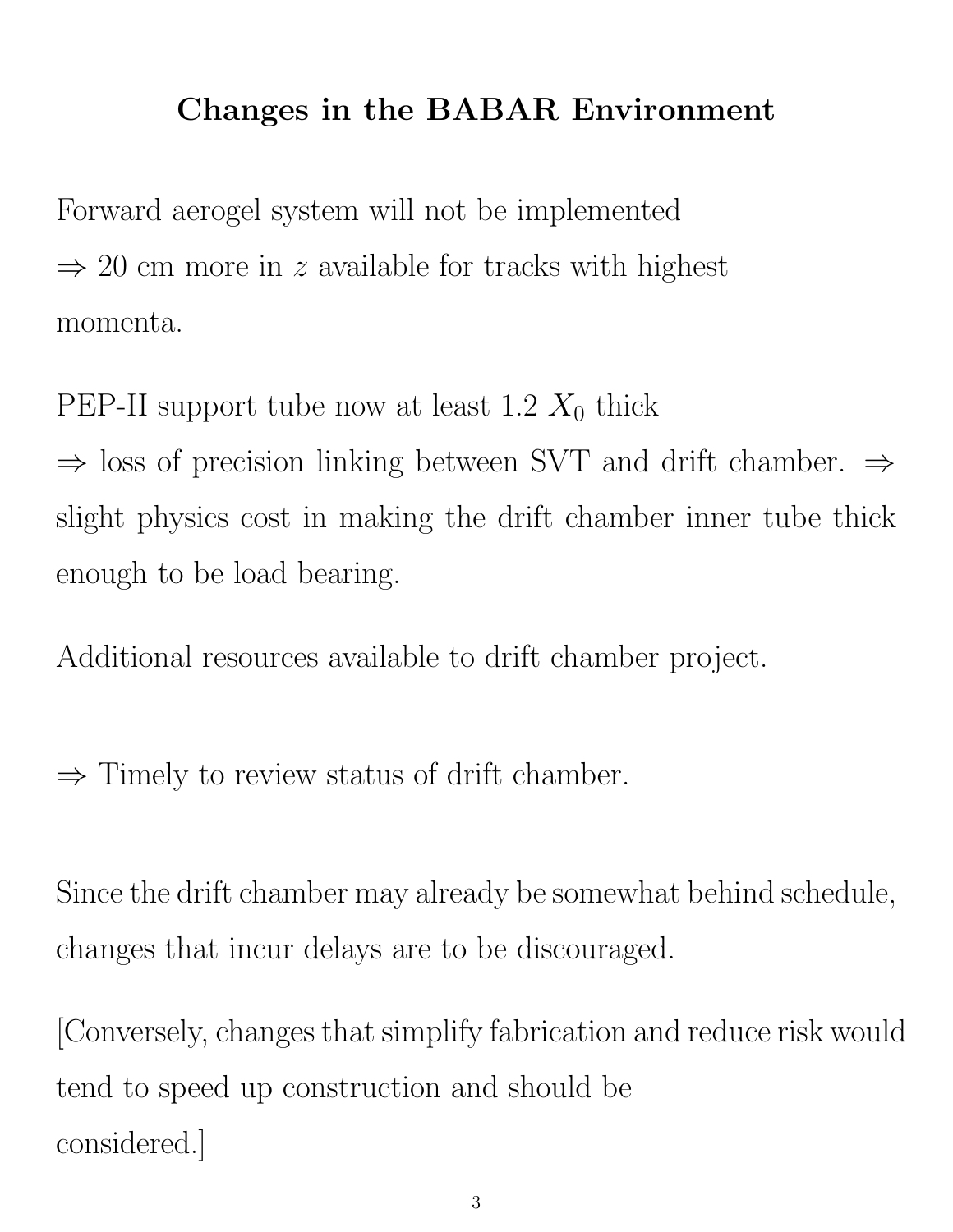# Changes in the BABAR Environment

Forward aerogel system will not be implemented
$\Rightarrow$ 20 cm more in $z$ available for tracks with highest momenta.

PEP-II support tube now at least 1.2 $X_0$ thick
$\Rightarrow$ loss of precision linking between SVT and drift chamber. $\Rightarrow$ slight physics cost in making the drift chamber inner tube thick enough to be load bearing.

Additional resources available to drift chamber project.

$\Rightarrow$ Timely to review status of drift chamber.

Since the drift chamber may already be somewhat behind schedule, changes that incur delays are to be discouraged.

[Conversely, changes that simplify fabrication and reduce risk would tend to speed up construction and should be considered.]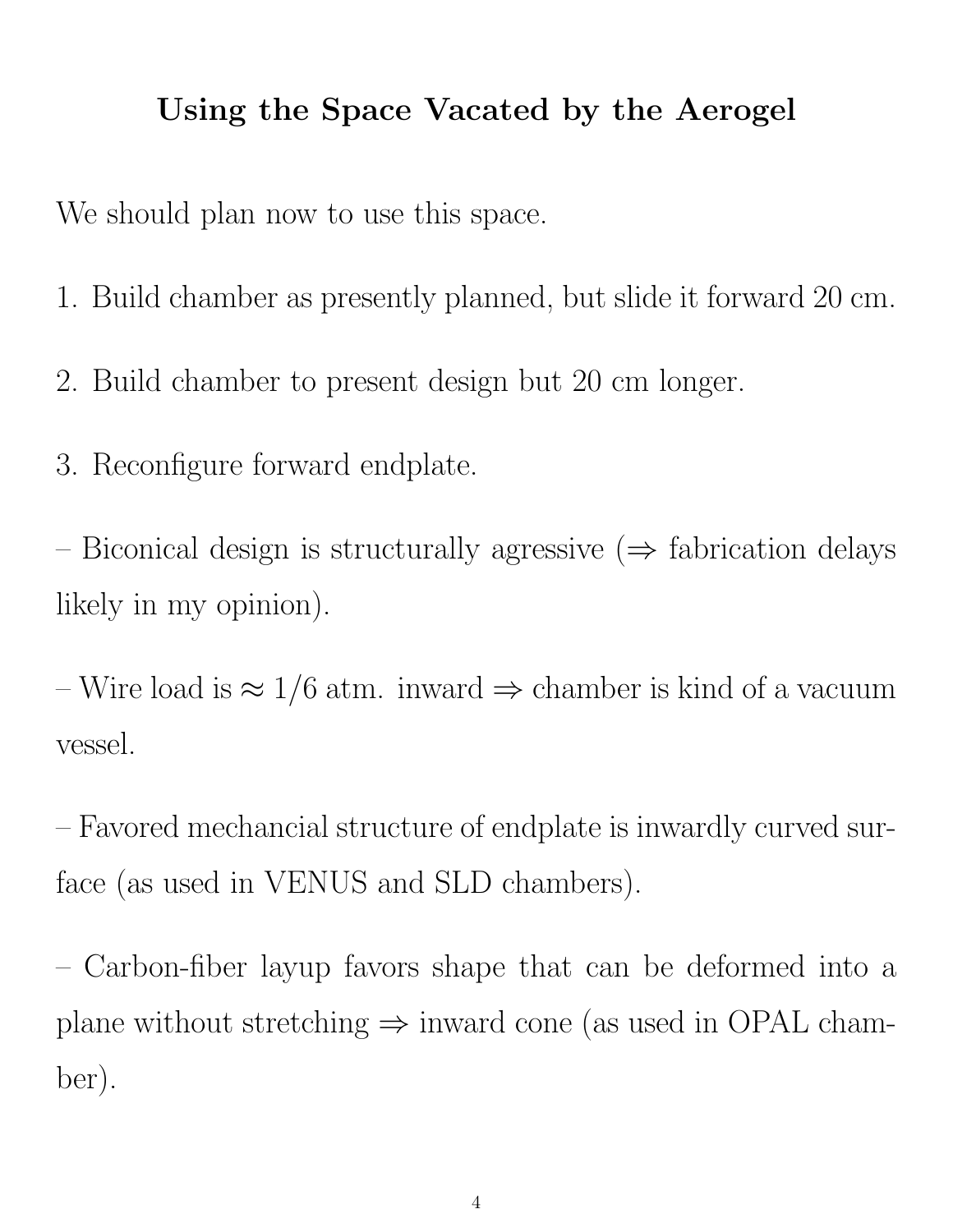# Using the Space Vacated by the Aerogel

We should plan now to use this space.

1. Build chamber as presently planned, but slide it forward 20 cm.

2. Build chamber to present design but 20 cm longer.

3. Reconfigure forward endplate.

– Biconical design is structurally agressive ($\Rightarrow$ fabrication delays likely in my opinion).

– Wire load is $\approx 1/6$ atm. inward $\Rightarrow$ chamber is kind of a vacuum vessel.

– Favored mechancial structure of endplate is inwardly curved surface (as used in VENUS and SLD chambers).

– Carbon-fiber layup favors shape that can be deformed into a plane without stretching $\Rightarrow$ inward cone (as used in OPAL chamber).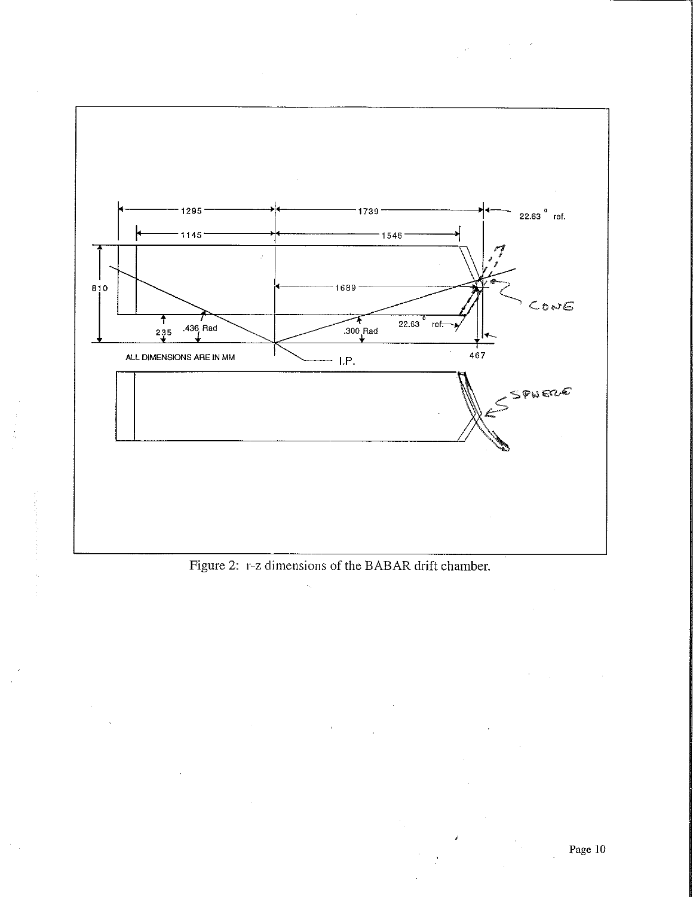Figure 2: r-z dimensions of the BABAR drift chamber.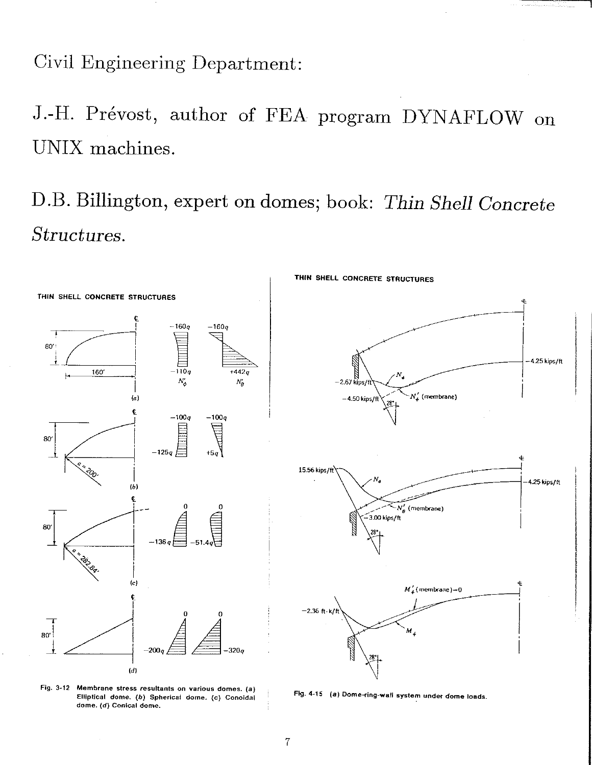Civil Engineering Department:

J.-H. Prévost, author of FEA program DYNAFLOW on UNIX machines.

D.B. Billington, expert on domes; book: *Thin Shell Concrete Structures.*

THIN SHELL CONCRETE STRUCTURES

Fig. 3-12 Membrane stress resultants on various domes. (a) Elliptical dome. (b) Spherical dome. (c) Conoidal dome. (d) Conical dome.

THIN SHELL CONCRETE STRUCTURES

Fig. 4-15 (a) Dome-ring-wall system under dome loads.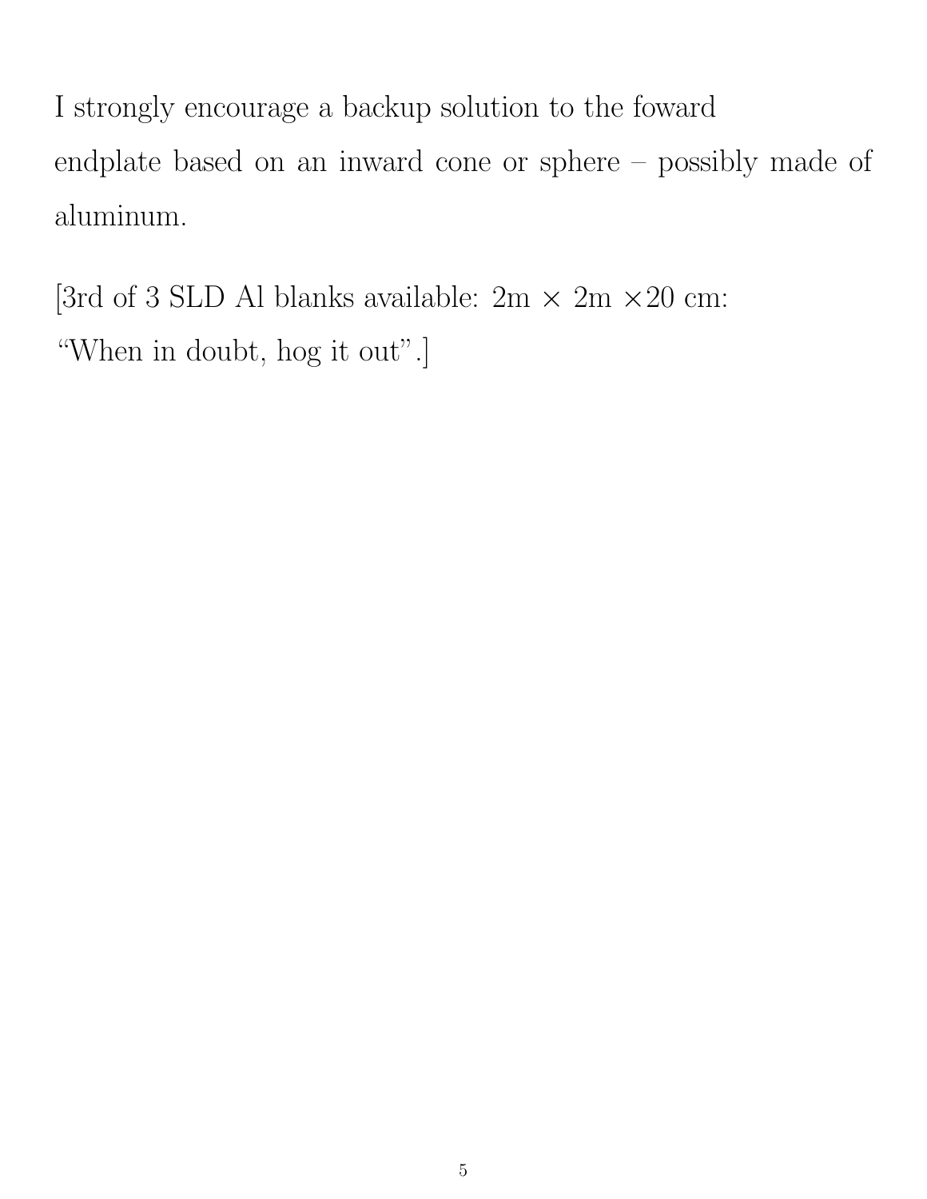I strongly encourage a backup solution to the foward endplate based on an inward cone or sphere – possibly made of aluminum.

[3rd of 3 SLD Al blanks available: 2m $\times$ 2m $\times$20 cm: "When in doubt, hog it out".]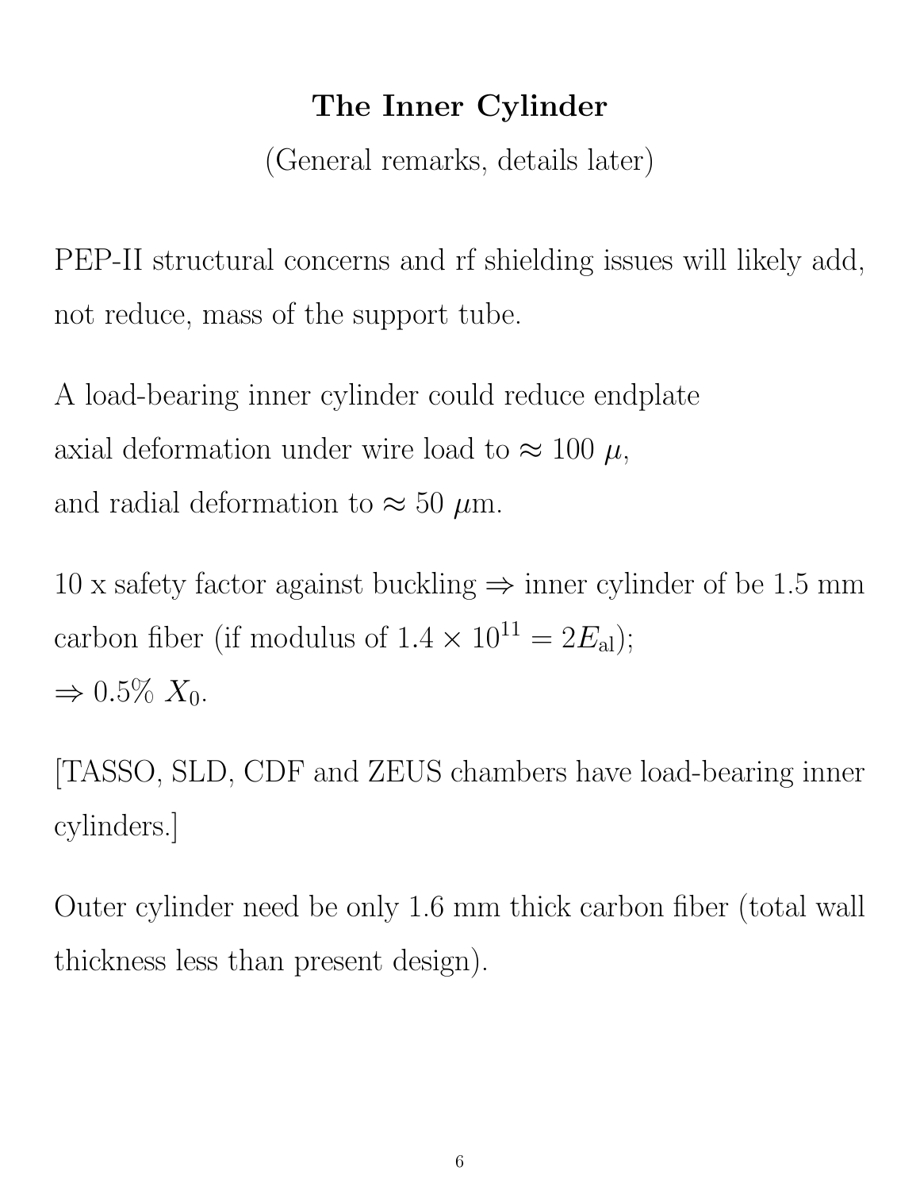# The Inner Cylinder

(General remarks, details later)

PEP-II structural concerns and rf shielding issues will likely add, not reduce, mass of the support tube.

A load-bearing inner cylinder could reduce endplate axial deformation under wire load to $\approx 100\ \mu$, and radial deformation to $\approx 50\ \mu$m.

10 x safety factor against buckling $\Rightarrow$ inner cylinder of be 1.5 mm carbon fiber (if modulus of $1.4 \times 10^{11} = 2E_{\rm al}$);
$\Rightarrow 0.5\%\ X_0$.

[TASSO, SLD, CDF and ZEUS chambers have load-bearing inner cylinders.]

Outer cylinder need be only 1.6 mm thick carbon fiber (total wall thickness less than present design).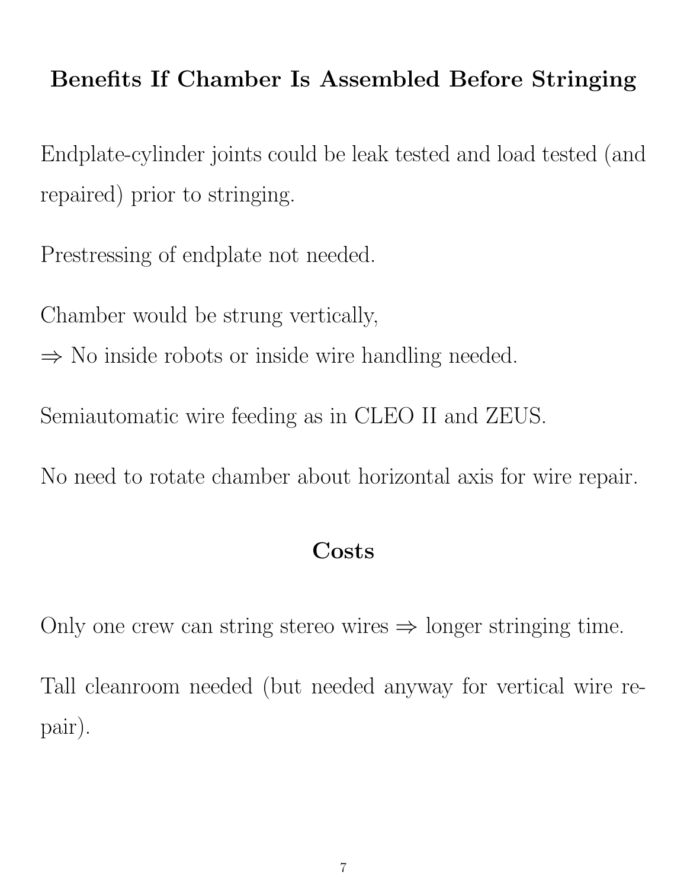## Benefits If Chamber Is Assembled Before Stringing

Endplate-cylinder joints could be leak tested and load tested (and repaired) prior to stringing.

Prestressing of endplate not needed.

Chamber would be strung vertically,
$\Rightarrow$ No inside robots or inside wire handling needed.

Semiautomatic wire feeding as in CLEO II and ZEUS.

No need to rotate chamber about horizontal axis for wire repair.

## Costs

Only one crew can string stereo wires $\Rightarrow$ longer stringing time.

Tall cleanroom needed (but needed anyway for vertical wire repair).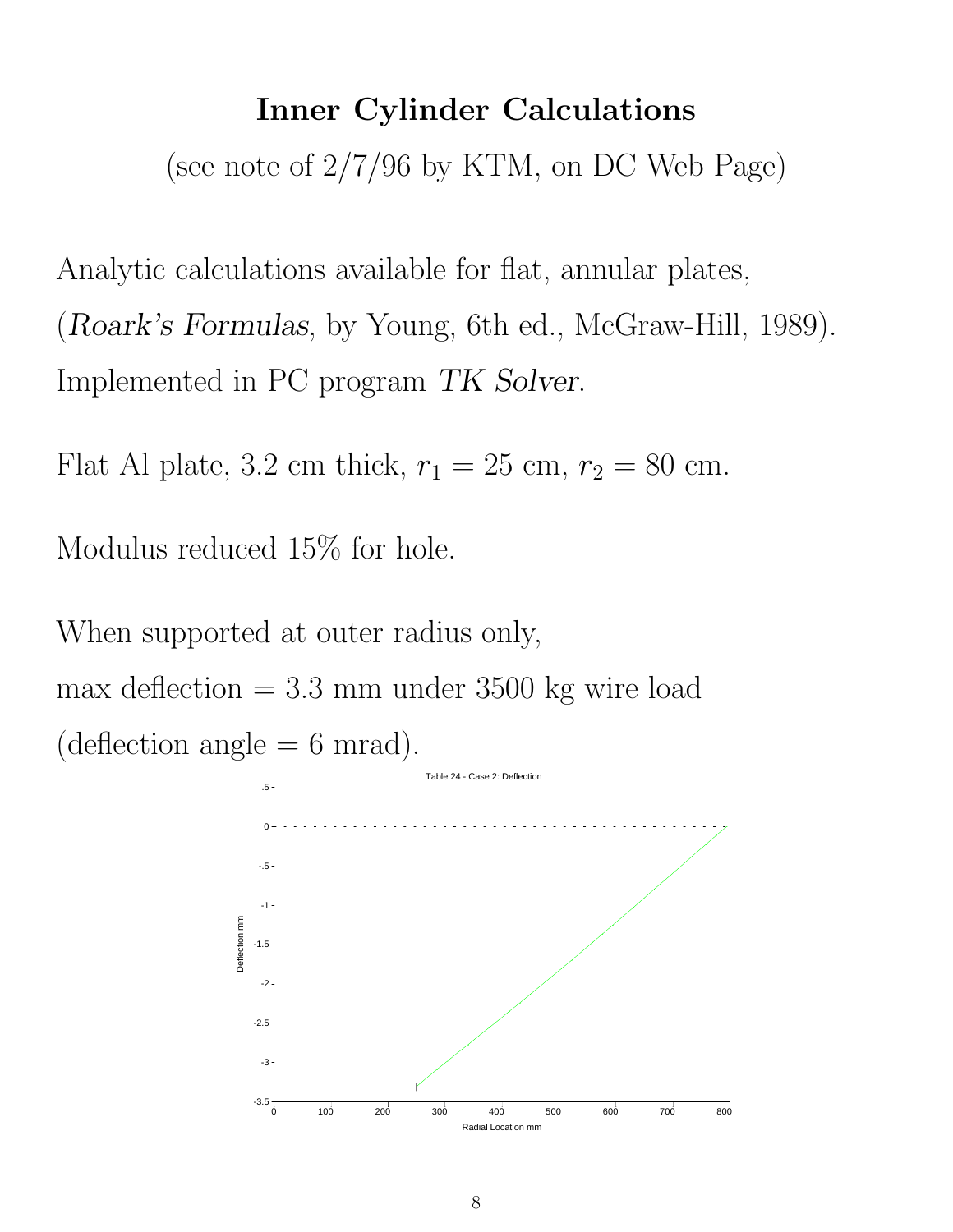# Inner Cylinder Calculations

(see note of 2/7/96 by KTM, on DC Web Page)

Analytic calculations available for flat, annular plates, (*Roark's Formulas*, by Young, 6th ed., McGraw-Hill, 1989). Implemented in PC program *TK Solver*.

Flat Al plate, 3.2 cm thick, $r_1 = 25$ cm, $r_2 = 80$ cm.

Modulus reduced 15% for hole.

When supported at outer radius only,
max deflection = 3.3 mm under 3500 kg wire load
(deflection angle = 6 mrad).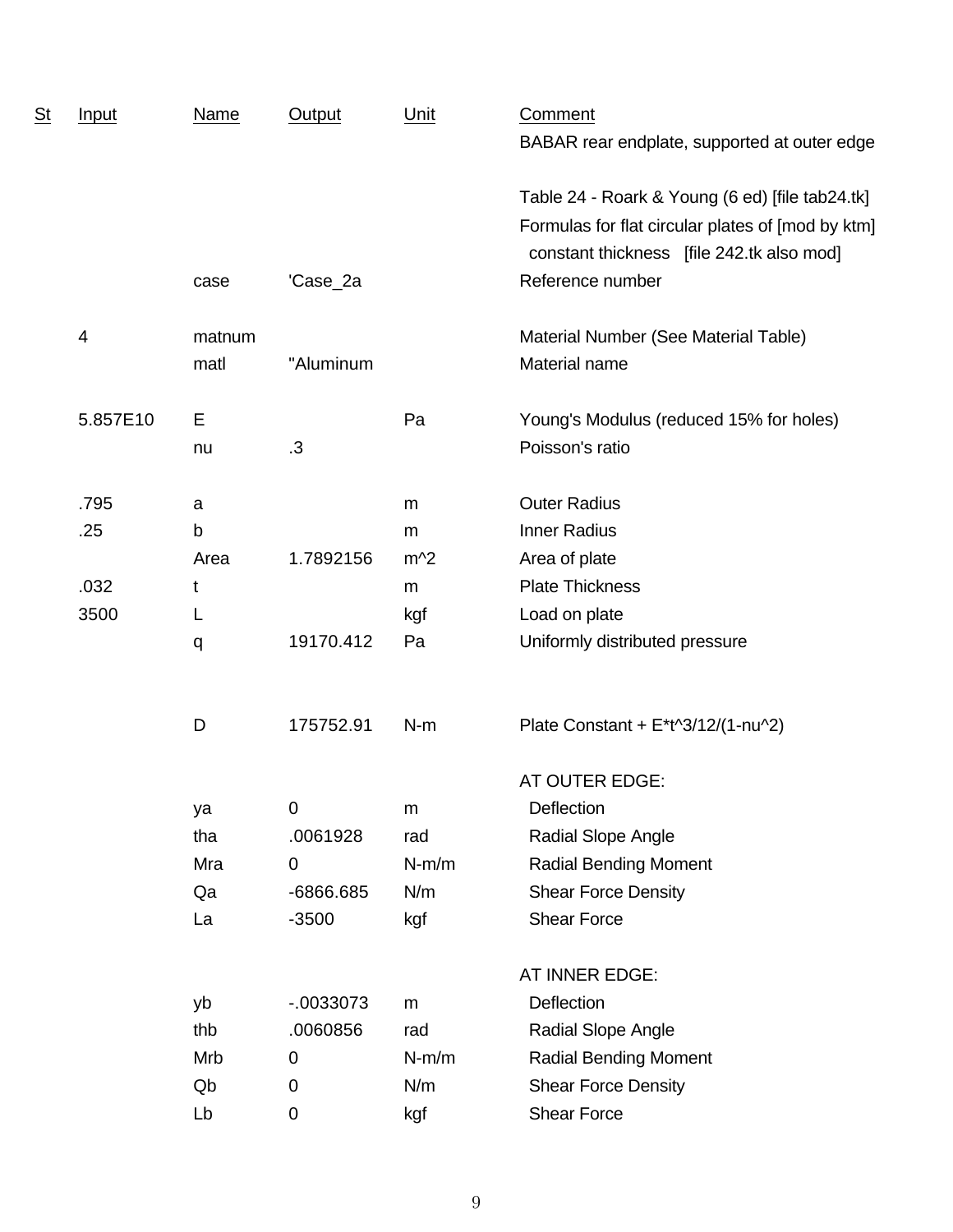| St | Input | Name | Output | Unit | Comment |
|---|---|---|---|---|---|
| | | | | | BABAR rear endplate, supported at outer edge |
| | | | | | |
| | | | | | Table 24 - Roark & Young (6 ed) [file tab24.tk] |
| | | | | | Formulas for flat circular plates of [mod by ktm] |
| | | | | | constant thickness [file 242.tk also mod] |
| | | case | 'Case_2a | | Reference number |
| | | | | | |
| | 4 | matnum | | | Material Number (See Material Table) |
| | | matl | "Aluminum | | Material name |
| | | | | | |
| | 5.857E10 | E | | Pa | Young's Modulus (reduced 15% for holes) |
| | | nu | .3 | | Poisson's ratio |
| | | | | | |
| | .795 | a | | m | Outer Radius |
| | .25 | b | | m | Inner Radius |
| | | Area | 1.7892156 | m^2 | Area of plate |
| | .032 | t | | m | Plate Thickness |
| | 3500 | L | | kgf | Load on plate |
| | | q | 19170.412 | Pa | Uniformly distributed pressure |
| | | | | | |
| | | D | 175752.91 | N-m | Plate Constant + E*t^3/12/(1-nu^2) |
| | | | | | |
| | | | | | AT OUTER EDGE: |
| | | ya | 0 | m | Deflection |
| | | tha | .0061928 | rad | Radial Slope Angle |
| | | Mra | 0 | N-m/m | Radial Bending Moment |
| | | Qa | -6866.685 | N/m | Shear Force Density |
| | | La | -3500 | kgf | Shear Force |
| | | | | | |
| | | | | | AT INNER EDGE: |
| | | yb | -.0033073 | m | Deflection |
| | | thb | .0060856 | rad | Radial Slope Angle |
| | | Mrb | 0 | N-m/m | Radial Bending Moment |
| | | Qb | 0 | N/m | Shear Force Density |
| | | Lb | 0 | kgf | Shear Force |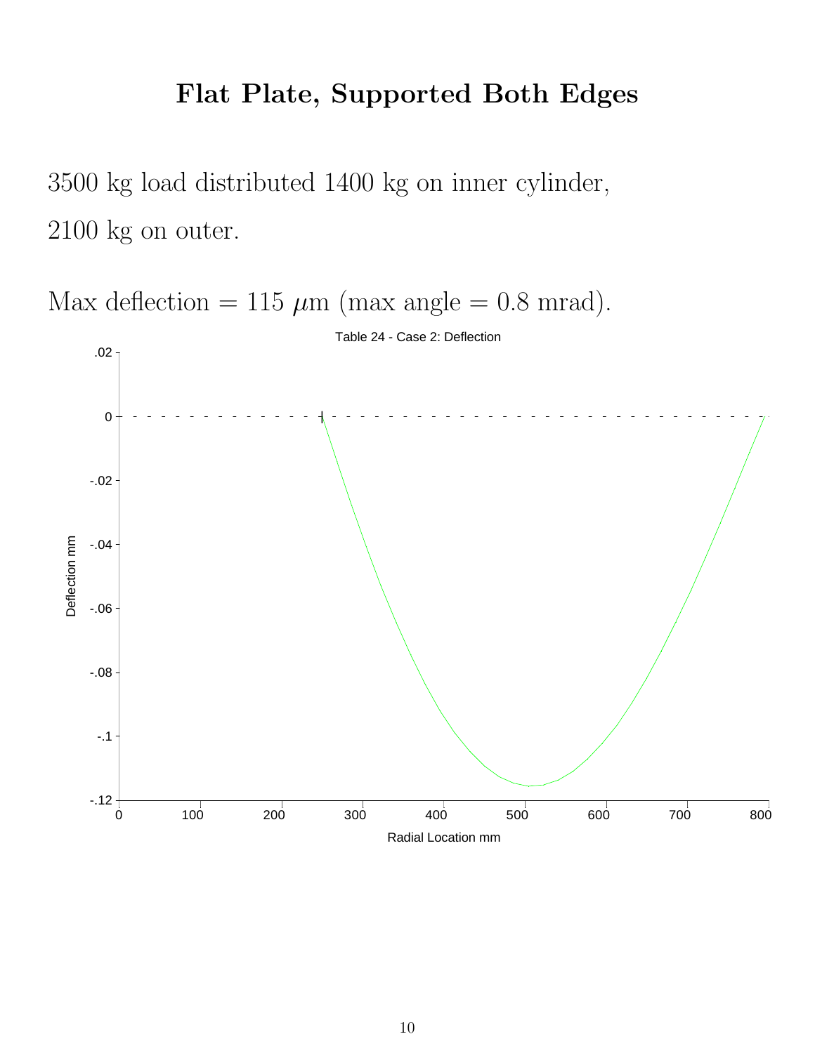# Flat Plate, Supported Both Edges

3500 kg load distributed 1400 kg on inner cylinder,

2100 kg on outer.

Max deflection = 115 $\mu$m (max angle = 0.8 mrad).

Table 24 - Case 2: Deflection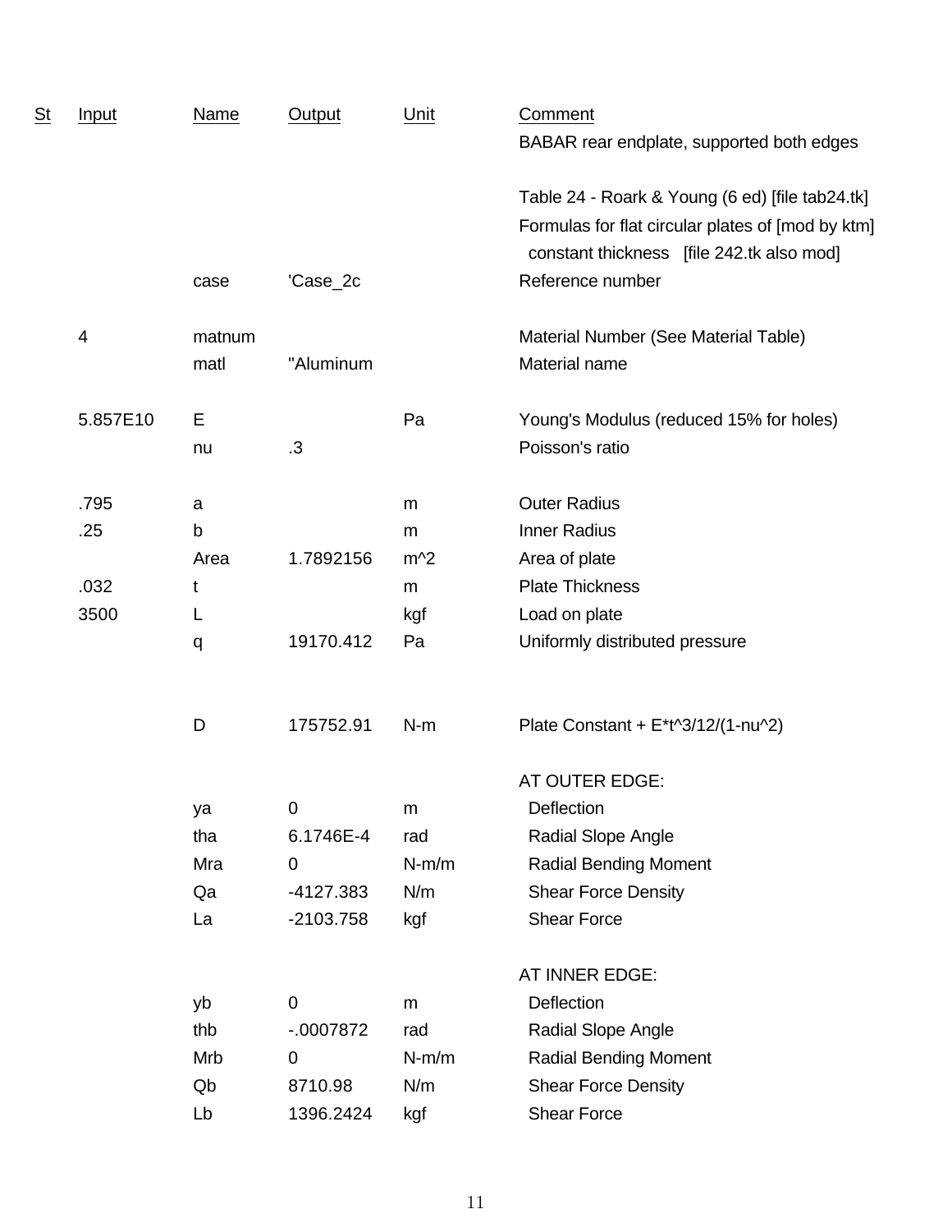| St | Input | Name | Output | Unit | Comment |
|---|---|---|---|---|---|
| | | | | | BABAR rear endplate, supported both edges |
| | | | | | |
| | | | | | Table 24 - Roark & Young (6 ed) [file tab24.tk] |
| | | | | | Formulas for flat circular plates of [mod by ktm] |
| | | | | | constant thickness [file 242.tk also mod] |
| | | case | 'Case_2c | | Reference number |
| | | | | | |
| | 4 | matnum | | | Material Number (See Material Table) |
| | | matl | "Aluminum | | Material name |
| | | | | | |
| | 5.857E10 | E | | Pa | Young's Modulus (reduced 15% for holes) |
| | | nu | .3 | | Poisson's ratio |
| | | | | | |
| | .795 | a | | m | Outer Radius |
| | .25 | b | | m | Inner Radius |
| | | Area | 1.7892156 | m^2 | Area of plate |
| | .032 | t | | m | Plate Thickness |
| | 3500 | L | | kgf | Load on plate |
| | | q | 19170.412 | Pa | Uniformly distributed pressure |
| | | | | | |
| | | D | 175752.91 | N-m | Plate Constant + E*t^3/12/(1-nu^2) |
| | | | | | |
| | | | | | AT OUTER EDGE: |
| | | ya | 0 | m | Deflection |
| | | tha | 6.1746E-4 | rad | Radial Slope Angle |
| | | Mra | 0 | N-m/m | Radial Bending Moment |
| | | Qa | -4127.383 | N/m | Shear Force Density |
| | | La | -2103.758 | kgf | Shear Force |
| | | | | | |
| | | | | | AT INNER EDGE: |
| | | yb | 0 | m | Deflection |
| | | thb | -.0007872 | rad | Radial Slope Angle |
| | | Mrb | 0 | N-m/m | Radial Bending Moment |
| | | Qb | 8710.98 | N/m | Shear Force Density |
| | | Lb | 1396.2424 | kgf | Shear Force |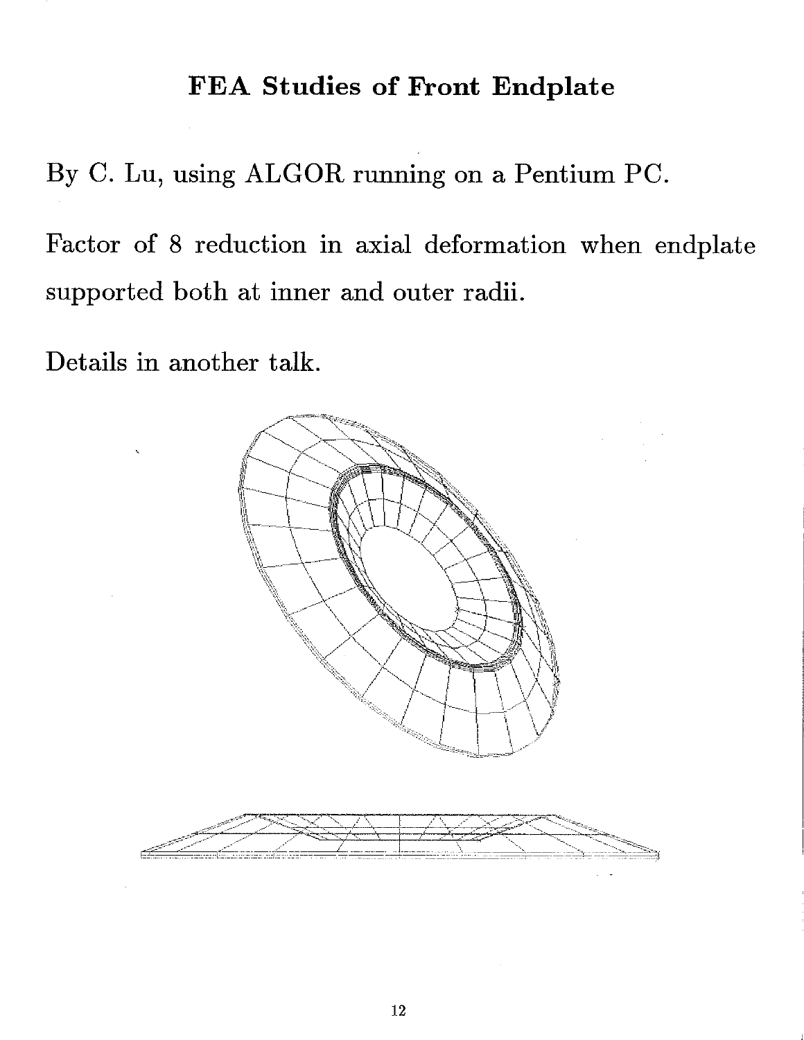# FEA Studies of Front Endplate

By C. Lu, using ALGOR running on a Pentium PC.

Factor of 8 reduction in axial deformation when endplate supported both at inner and outer radii.

Details in another talk.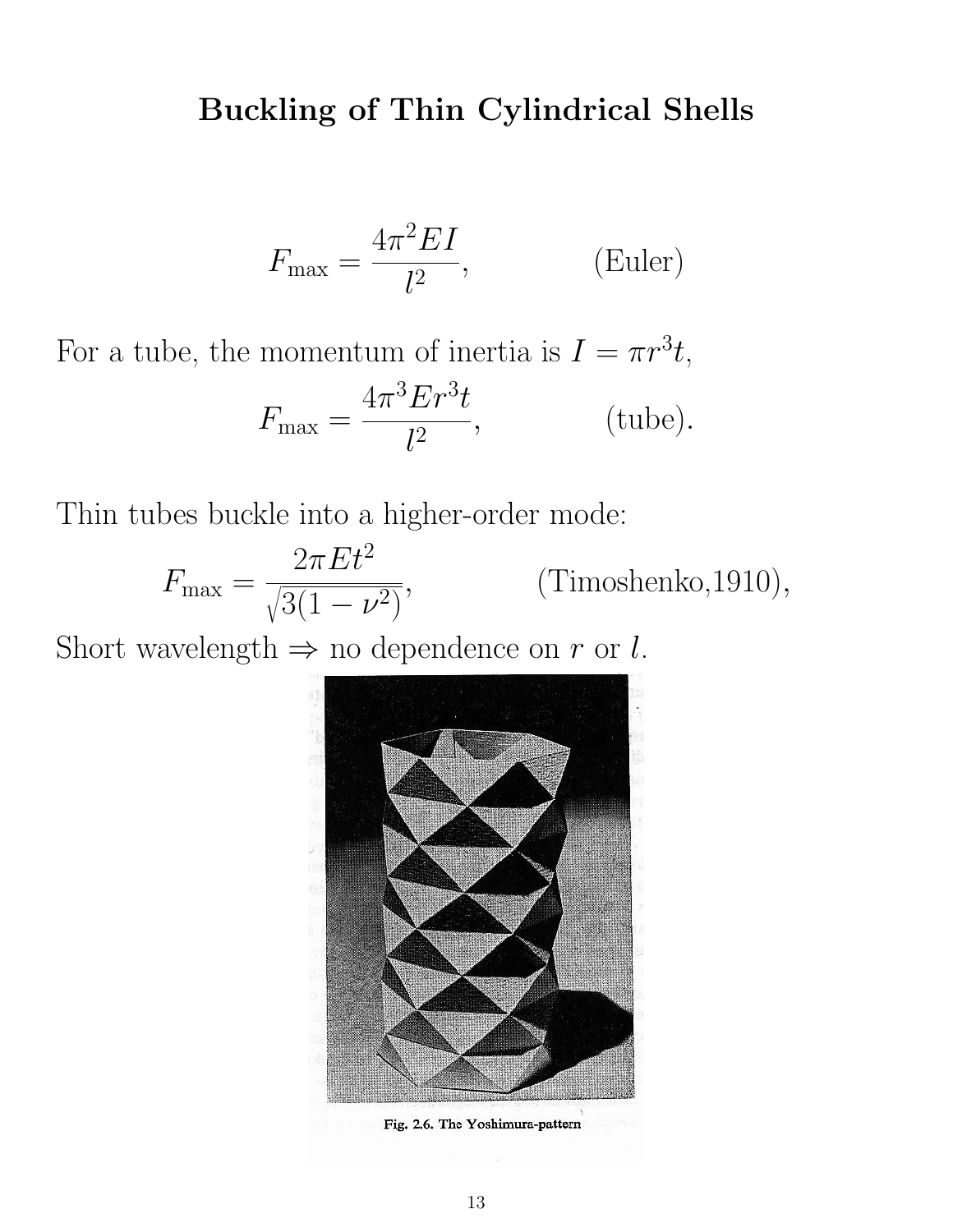# Buckling of Thin Cylindrical Shells

$$F_{\max} = \frac{4\pi^2 EI}{l^2}, \qquad \text{(Euler)}$$

For a tube, the momentum of inertia is $I = \pi r^3 t$,

$$F_{\max} = \frac{4\pi^3 E r^3 t}{l^2}, \qquad \text{(tube)}.$$

Thin tubes buckle into a higher-order mode:

$$F_{\max} = \frac{2\pi E t^2}{\sqrt{3(1-\nu^2)}}, \qquad \text{(Timoshenko,1910)},$$

Short wavelength $\Rightarrow$ no dependence on $r$ or $l$.

Fig. 2.6. The Yoshimura-pattern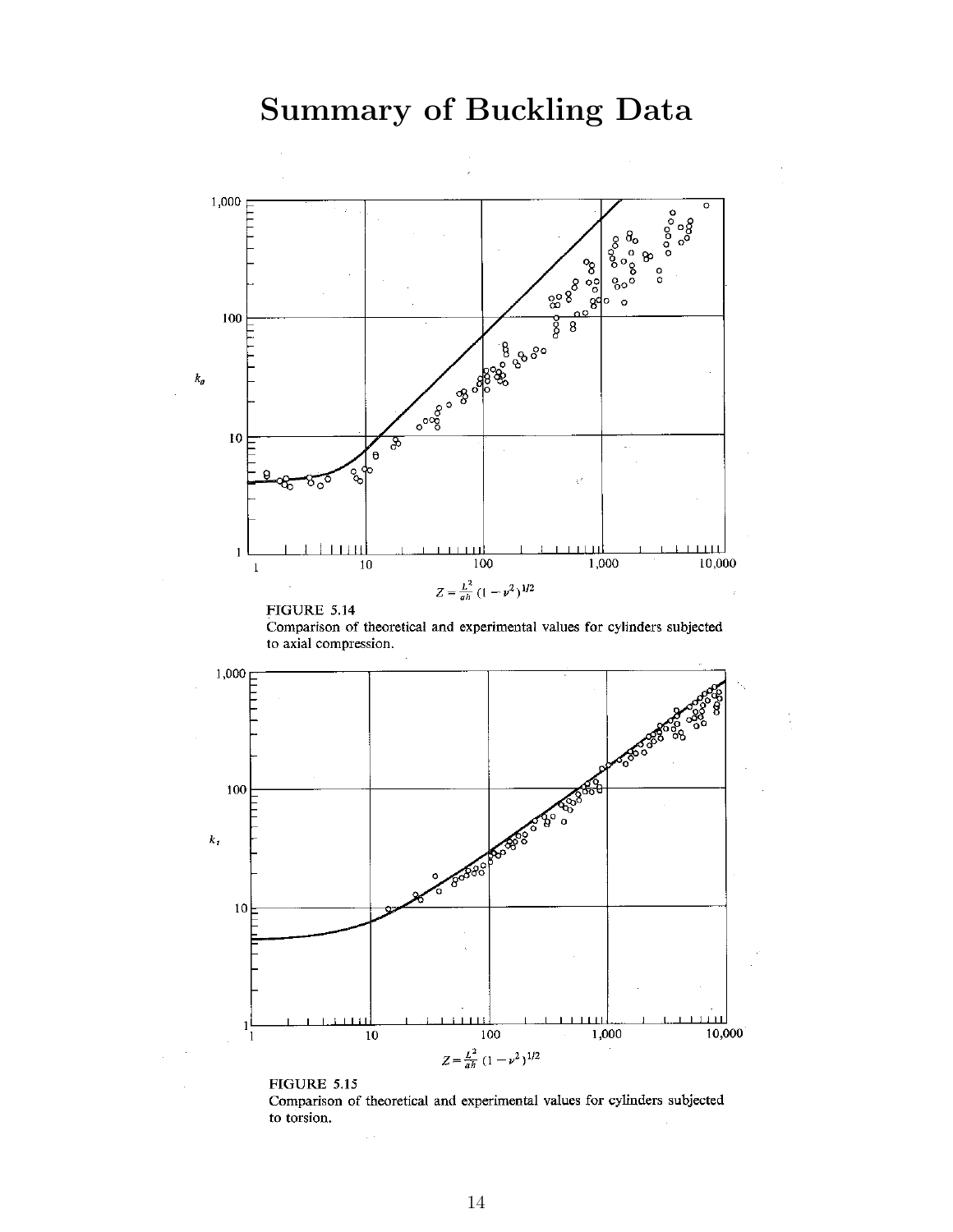# Summary of Buckling Data

FIGURE 5.14
Comparison of theoretical and experimental values for cylinders subjected to axial compression.

FIGURE 5.15
Comparison of theoretical and experimental values for cylinders subjected to torsion.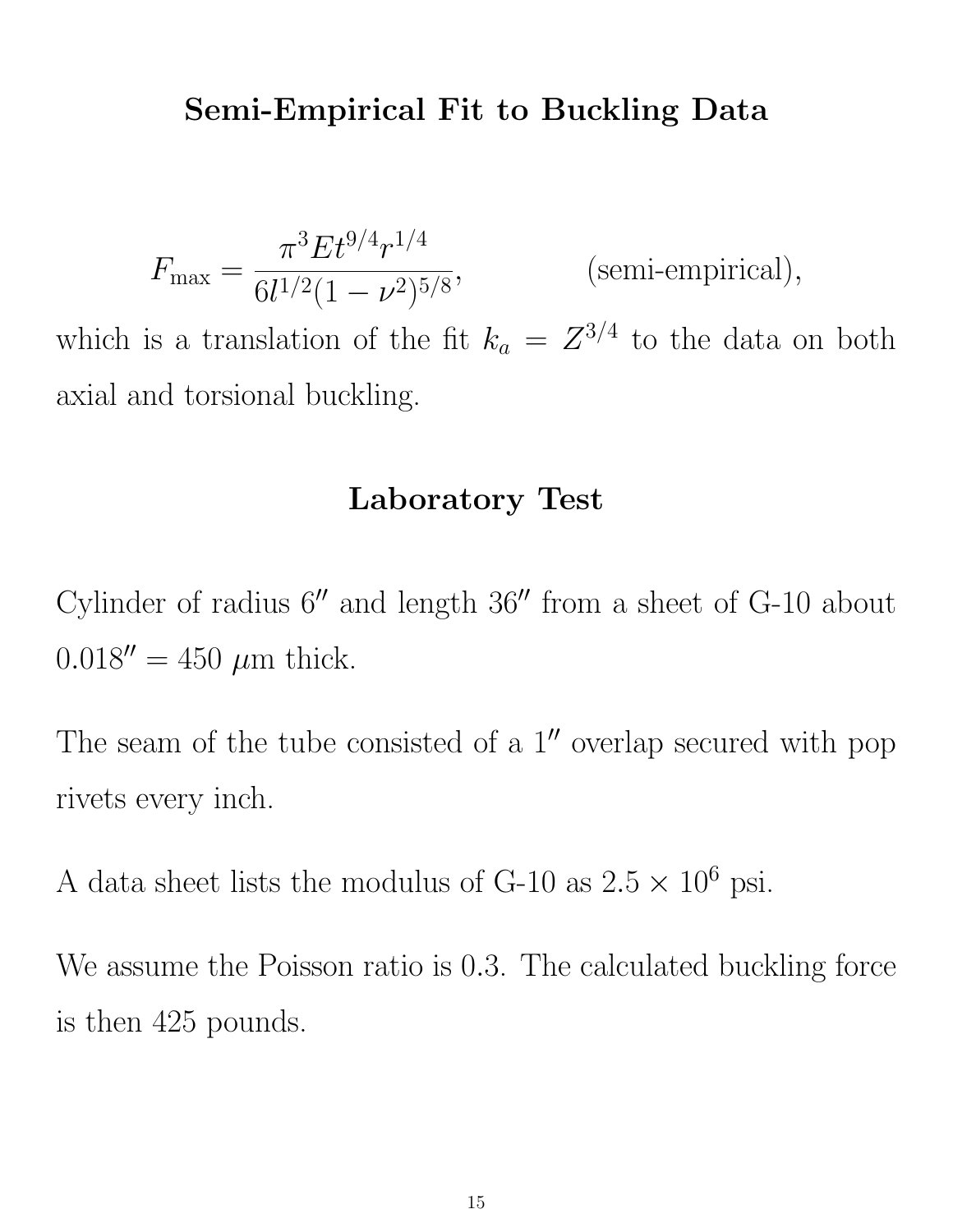## Semi-Empirical Fit to Buckling Data

$$F_{\rm max} = \frac{\pi^3 E t^{9/4} r^{1/4}}{6 l^{1/2} (1 - \nu^2)^{5/8}}, \qquad \text{(semi-empirical)},$$

which is a translation of the fit $k_a = Z^{3/4}$ to the data on both axial and torsional buckling.

## Laboratory Test

Cylinder of radius $6''$ and length $36''$ from a sheet of G-10 about $0.018'' = 450\ \mu$m thick.

The seam of the tube consisted of a $1''$ overlap secured with pop rivets every inch.

A data sheet lists the modulus of G-10 as $2.5 \times 10^6$ psi.

We assume the Poisson ratio is 0.3. The calculated buckling force is then 425 pounds.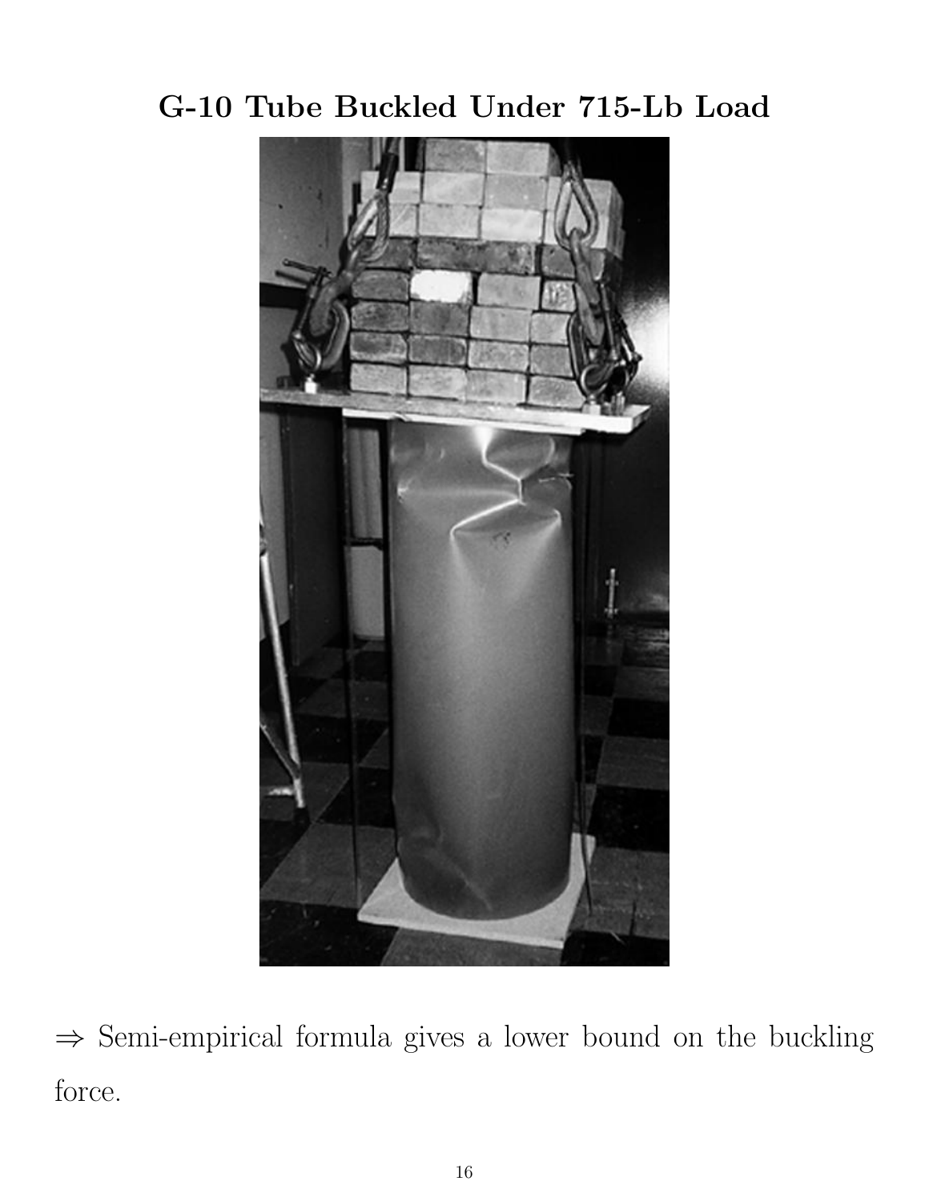# G-10 Tube Buckled Under 715-Lb Load

$\Rightarrow$ Semi-empirical formula gives a lower bound on the buckling force.